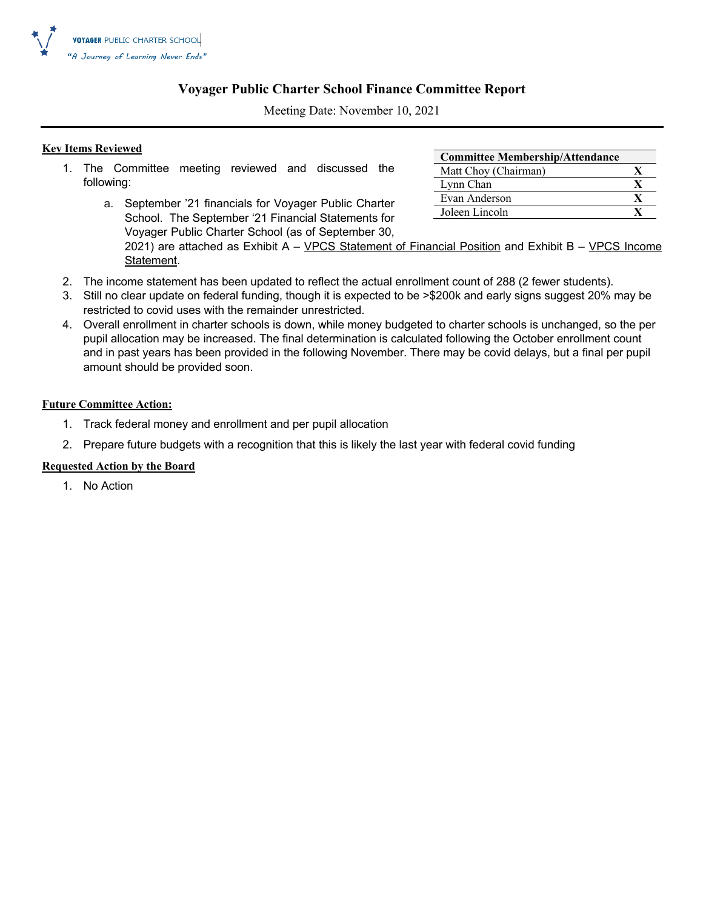VOYAGER PUBLIC CHARTER SCHOOL
*"A Journey of Learning Never Ends"*

# Voyager Public Charter School Finance Committee Report

Meeting Date: November 10, 2021

| Committee Membership/Attendance | |
|---|---|
| Matt Choy (Chairman) | X |
| Lynn Chan | X |
| Evan Anderson | X |
| Joleen Lincoln | X |

**Key Items Reviewed**

1. The Committee meeting reviewed and discussed the following:
   a. September '21 financials for Voyager Public Charter School. The September '21 Financial Statements for Voyager Public Charter School (as of September 30, 2021) are attached as Exhibit A – VPCS Statement of Financial Position and Exhibit B – VPCS Income Statement.
2. The income statement has been updated to reflect the actual enrollment count of 288 (2 fewer students).
3. Still no clear update on federal funding, though it is expected to be >$200k and early signs suggest 20% may be restricted to covid uses with the remainder unrestricted.
4. Overall enrollment in charter schools is down, while money budgeted to charter schools is unchanged, so the per pupil allocation may be increased. The final determination is calculated following the October enrollment count and in past years has been provided in the following November. There may be covid delays, but a final per pupil amount should be provided soon.

**Future Committee Action:**

1. Track federal money and enrollment and per pupil allocation
2. Prepare future budgets with a recognition that this is likely the last year with federal covid funding

**Requested Action by the Board**

1. No Action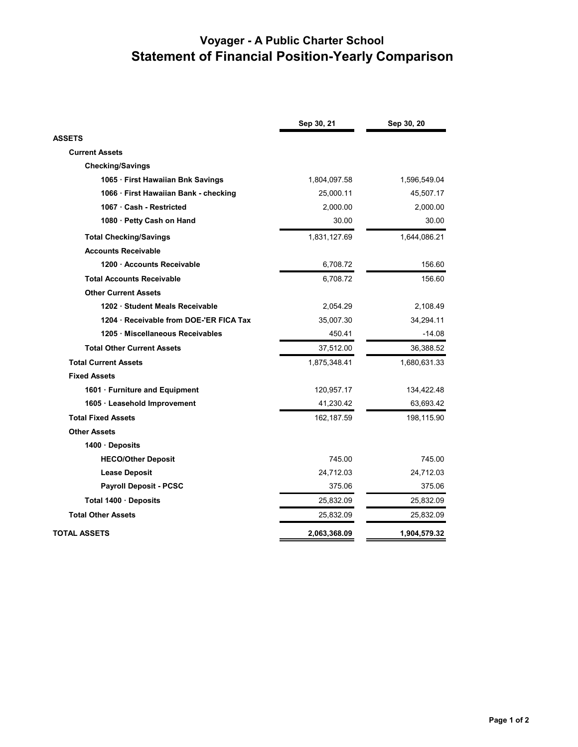# Voyager - A Public Charter School
## Statement of Financial Position-Yearly Comparison

| | Sep 30, 21 | Sep 30, 20 |
|---|---|---|
| **ASSETS** | | |
| **Current Assets** | | |
| **Checking/Savings** | | |
| **1065 · First Hawaiian Bnk Savings** | 1,804,097.58 | 1,596,549.04 |
| **1066 · First Hawaiian Bank - checking** | 25,000.11 | 45,507.17 |
| **1067 · Cash - Restricted** | 2,000.00 | 2,000.00 |
| **1080 · Petty Cash on Hand** | 30.00 | 30.00 |
| **Total Checking/Savings** | 1,831,127.69 | 1,644,086.21 |
| **Accounts Receivable** | | |
| **1200 · Accounts Receivable** | 6,708.72 | 156.60 |
| **Total Accounts Receivable** | 6,708.72 | 156.60 |
| **Other Current Assets** | | |
| **1202 · Student Meals Receivable** | 2,054.29 | 2,108.49 |
| **1204 · Receivable from DOE-'ER FICA Tax** | 35,007.30 | 34,294.11 |
| **1205 · Miscellaneous Receivables** | 450.41 | -14.08 |
| **Total Other Current Assets** | 37,512.00 | 36,388.52 |
| **Total Current Assets** | 1,875,348.41 | 1,680,631.33 |
| **Fixed Assets** | | |
| **1601 · Furniture and Equipment** | 120,957.17 | 134,422.48 |
| **1605 · Leasehold Improvement** | 41,230.42 | 63,693.42 |
| **Total Fixed Assets** | 162,187.59 | 198,115.90 |
| **Other Assets** | | |
| **1400 · Deposits** | | |
| **HECO/Other Deposit** | 745.00 | 745.00 |
| **Lease Deposit** | 24,712.03 | 24,712.03 |
| **Payroll Deposit - PCSC** | 375.06 | 375.06 |
| **Total 1400 · Deposits** | 25,832.09 | 25,832.09 |
| **Total Other Assets** | 25,832.09 | 25,832.09 |
| **TOTAL ASSETS** | **2,063,368.09** | **1,904,579.32** |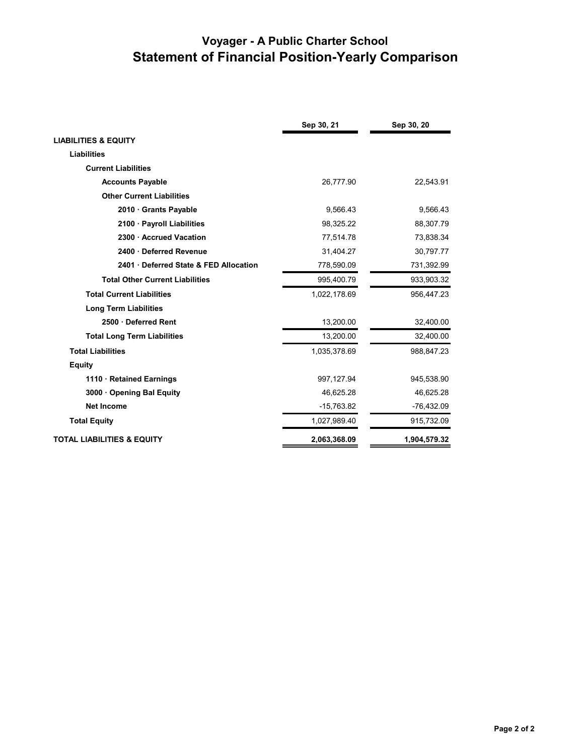# Voyager - A Public Charter School
## Statement of Financial Position-Yearly Comparison

| | Sep 30, 21 | Sep 30, 20 |
|---|---|---|
| **LIABILITIES & EQUITY** | | |
| **Liabilities** | | |
| **Current Liabilities** | | |
| **Accounts Payable** | 26,777.90 | 22,543.91 |
| **Other Current Liabilities** | | |
| **2010 · Grants Payable** | 9,566.43 | 9,566.43 |
| **2100 · Payroll Liabilities** | 98,325.22 | 88,307.79 |
| **2300 · Accrued Vacation** | 77,514.78 | 73,838.34 |
| **2400 · Deferred Revenue** | 31,404.27 | 30,797.77 |
| **2401 · Deferred State & FED Allocation** | 778,590.09 | 731,392.99 |
| **Total Other Current Liabilities** | 995,400.79 | 933,903.32 |
| **Total Current Liabilities** | 1,022,178.69 | 956,447.23 |
| **Long Term Liabilities** | | |
| **2500 · Deferred Rent** | 13,200.00 | 32,400.00 |
| **Total Long Term Liabilities** | 13,200.00 | 32,400.00 |
| **Total Liabilities** | 1,035,378.69 | 988,847.23 |
| **Equity** | | |
| **1110 · Retained Earnings** | 997,127.94 | 945,538.90 |
| **3000 · Opening Bal Equity** | 46,625.28 | 46,625.28 |
| **Net Income** | -15,763.82 | -76,432.09 |
| **Total Equity** | 1,027,989.40 | 915,732.09 |
| **TOTAL LIABILITIES & EQUITY** | **2,063,368.09** | **1,904,579.32** |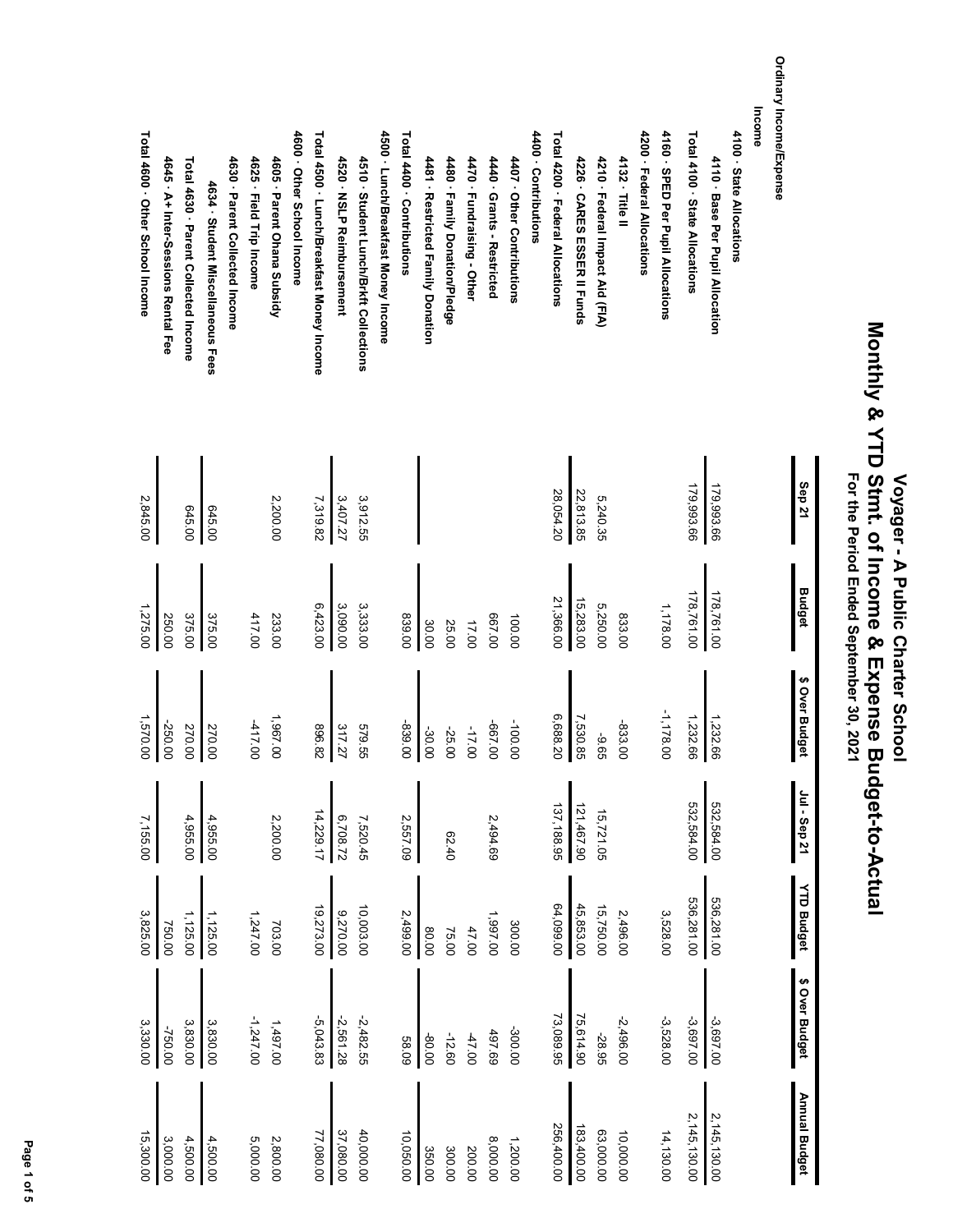# Voyager - A Public Charter School

## Monthly & YTD Stmt. of Income & Expense Budget-to-Actual

### For the Period Ended September 30, 2021

| | Sep 21 | Budget | $ Over Budget | Jul - Sep 21 | YTD Budget | $ Over Budget | Annual Budget |
|---|---|---|---|---|---|---|---|
| **Ordinary Income/Expense** | | | | | | | |
| **Income** | | | | | | | |
| **4100 · State Allocations** | | | | | | | |
| 4110 · Base Per Pupil Allocation | 179,993.66 | 178,761.00 | 1,232.66 | 532,584.00 | 536,281.00 | -3,697.00 | 2,145,130.00 |
| **Total 4100 · State Allocations** | 179,993.66 | 178,761.00 | 1,232.66 | 532,584.00 | 536,281.00 | -3,697.00 | 2,145,130.00 |
| 4160 · SPED Per Pupil Allocations | | 1,178.00 | -1,178.00 | | 3,528.00 | -3,528.00 | 14,130.00 |
| **4200 · Federal Allocations** | | | | | | | |
| 4132 · Title II | | 833.00 | -833.00 | | 2,496.00 | -2,496.00 | 10,000.00 |
| 4210 · Federal Impact Aid (FIA) | 5,240.35 | 5,250.00 | -9.65 | 15,721.05 | 15,750.00 | -28.95 | 63,000.00 |
| 4226 · CARES ESSER II Funds | 22,813.85 | 15,283.00 | 7,530.85 | 121,467.90 | 45,853.00 | 75,614.90 | 183,400.00 |
| **Total 4200 · Federal Allocations** | 28,054.20 | 21,366.00 | 6,688.20 | 137,188.95 | 64,099.00 | 73,089.95 | 256,400.00 |
| **4400 · Contributions** | | | | | | | |
| 4407 · Other Contributions | | 100.00 | -100.00 | | 300.00 | -300.00 | 1,200.00 |
| 4440 · Grants - Restricted | | 667.00 | -667.00 | 2,494.69 | 1,997.00 | 497.69 | 8,000.00 |
| 4470 · Fundraising - Other | | 17.00 | -17.00 | | 47.00 | -47.00 | 200.00 |
| 4480 · Family Donation/Pledge | | 25.00 | -25.00 | 62.40 | 75.00 | -12.60 | 300.00 |
| 4481 · Restricted Family Donation | | 30.00 | -30.00 | | 80.00 | -80.00 | 350.00 |
| **Total 4400 · Contributions** | | 839.00 | -839.00 | 2,557.09 | 2,499.00 | 58.09 | 10,050.00 |
| **4500 · Lunch/Breakfast Money Income** | | | | | | | |
| 4510 · Student Lunch/Brkft Collections | 3,912.55 | 3,333.00 | 579.55 | 7,520.45 | 10,003.00 | -2,482.55 | 40,000.00 |
| 4520 · NSLP Reimbursement | 3,407.27 | 3,090.00 | 317.27 | 6,708.72 | 9,270.00 | -2,561.28 | 37,080.00 |
| **Total 4500 · Lunch/Breakfast Money Income** | 7,319.82 | 6,423.00 | 896.82 | 14,229.17 | 19,273.00 | -5,043.83 | 77,080.00 |
| **4600 · Other School Income** | | | | | | | |
| 4605 · Parent Ohana Subsidy | 2,200.00 | 233.00 | 1,967.00 | 2,200.00 | 703.00 | 1,497.00 | 2,800.00 |
| 4625 · Field Trip Income | | 417.00 | -417.00 | | 1,247.00 | -1,247.00 | 5,000.00 |
| **4630 · Parent Collected Income** | | | | | | | |
| 4634 · Student Miscellaneous Fees | 645.00 | 375.00 | 270.00 | 4,955.00 | 1,125.00 | 3,830.00 | 4,500.00 |
| **Total 4630 · Parent Collected Income** | 645.00 | 375.00 | 270.00 | 4,955.00 | 1,125.00 | 3,830.00 | 4,500.00 |
| 4645 · A+ Inter-Sessions Rental Fee | | 250.00 | -250.00 | | 750.00 | -750.00 | 3,000.00 |
| **Total 4600 · Other School Income** | 2,845.00 | 1,275.00 | 1,570.00 | 7,155.00 | 3,825.00 | 3,330.00 | 15,300.00 |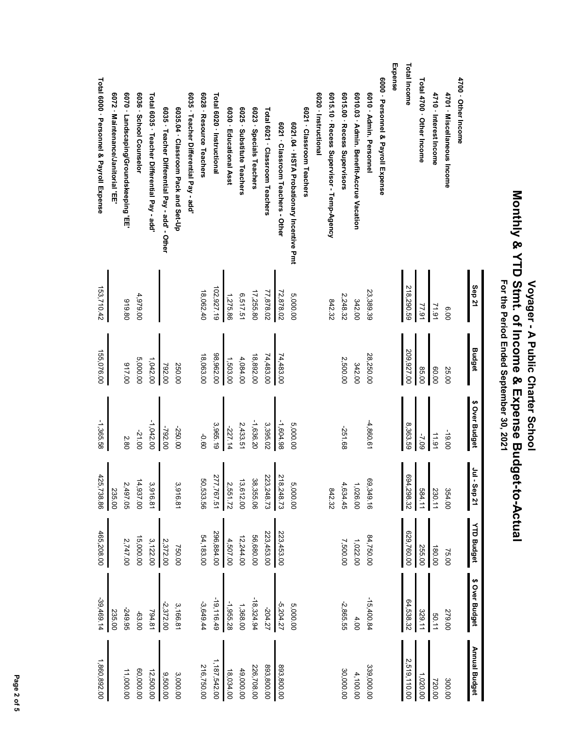# Voyager - A Public Charter School

## Monthly & YTD Stmt. of Income & Expense Budget-to-Actual

### For the Period Ended September 30, 2021

| | Sep 21 | Budget | $ Over Budget | Jul - Sep 21 | YTD Budget | $ Over Budget | Annual Budget |
|---|---|---|---|---|---|---|---|
| **4700 · Other Income** | | | | | | | |
| 4701 · Miscellaneous Income | 6.00 | 25.00 | -19.00 | 354.00 | 75.00 | 279.00 | 300.00 |
| 4710 · Interest Income | 71.91 | 60.00 | 11.91 | 230.11 | 180.00 | 50.11 | 720.00 |
| **Total 4700 · Other Income** | 77.91 | 85.00 | -7.09 | 584.11 | 255.00 | 329.11 | 1,020.00 |
| **Total Income** | 218,290.59 | 209,927.00 | 8,363.59 | 694,298.32 | 629,760.00 | 64,538.32 | 2,519,110.00 |
| **Expense** | | | | | | | |
| **6000 · Personnel & Payroll Expense** | | | | | | | |
| 6010 · Admin. Personnel | 23,389.39 | 28,250.00 | -4,860.61 | 69,349.16 | 84,750.00 | -15,400.84 | 339,000.00 |
| 6010.03 · Admin. Benefit-Accrue Vacation | 342.00 | 342.00 | | 1,026.00 | 1,022.00 | 4.00 | 4,100.00 |
| 6015.00 · Recess Supervisors | 2,248.32 | 2,500.00 | -251.68 | 4,634.45 | 7,500.00 | -2,865.55 | 30,000.00 |
| 6015.10 · Recess Supervisor - Temp-Agency | 842.32 | | | 842.32 | | | |
| **6020 · Instructional** | | | | | | | |
| **6021 · Classroom Teachers** | | | | | | | |
| 6021.04 · HSTA Probationary Incentive Pmt | 5,000.00 | | 5,000.00 | 5,000.00 | | 5,000.00 | |
| 6021 · Classroom Teachers - Other | 72,878.02 | 74,483.00 | -1,604.98 | 218,248.73 | 223,453.00 | -5,204.27 | 893,800.00 |
| **Total 6021 · Classroom Teachers** | 77,878.02 | 74,483.00 | 3,395.02 | 223,248.73 | 223,453.00 | -204.27 | 893,800.00 |
| 6023 · Specials Teachers | 17,255.80 | 18,892.00 | -1,636.20 | 38,355.06 | 56,680.00 | -18,324.94 | 226,708.00 |
| 6025 · Substitute Teachers | 6,517.51 | 4,084.00 | 2,433.51 | 13,612.00 | 12,244.00 | 1,368.00 | 49,000.00 |
| 6030 · Educational Asst | 1,275.86 | 1,503.00 | -227.14 | 2,551.72 | 4,507.00 | -1,955.28 | 18,034.00 |
| **Total 6020 · Instructional** | 102,927.19 | 98,962.00 | 3,965.19 | 277,767.51 | 296,884.00 | -19,116.49 | 1,187,542.00 |
| 6028 · Resource Teachers | 18,062.40 | 18,063.00 | -0.60 | 50,533.56 | 54,183.00 | -3,649.44 | 216,750.00 |
| **6035 · Teacher Differential Pay - add'** | | | | | | | |
| 6035.04 · Classroom Pack and Set-Up | | 250.00 | -250.00 | 3,916.81 | 750.00 | 3,166.81 | 3,000.00 |
| 6035 · Teacher Differential Pay - add' - Other | | 792.00 | -792.00 | | 2,372.00 | -2,372.00 | 9,500.00 |
| **Total 6035 · Teacher Differential Pay - add'** | | 1,042.00 | -1,042.00 | 3,916.81 | 3,122.00 | 794.81 | 12,500.00 |
| 6036 · School Counselor | 4,979.00 | 5,000.00 | -21.00 | 14,937.00 | 15,000.00 | -63.00 | 60,000.00 |
| 6070 · Landscaping/Groundskeeping 'EE' | 919.80 | 917.00 | 2.80 | 2,497.05 | 2,747.00 | -249.95 | 11,000.00 |
| 6072 · Maintenance/Janitorial 'EE' | | | | 235.00 | | 235.00 | |
| **Total 6000 · Personnel & Payroll Expense** | 153,710.42 | 155,076.00 | -1,365.58 | 425,738.86 | 465,208.00 | -39,469.14 | 1,860,892.00 |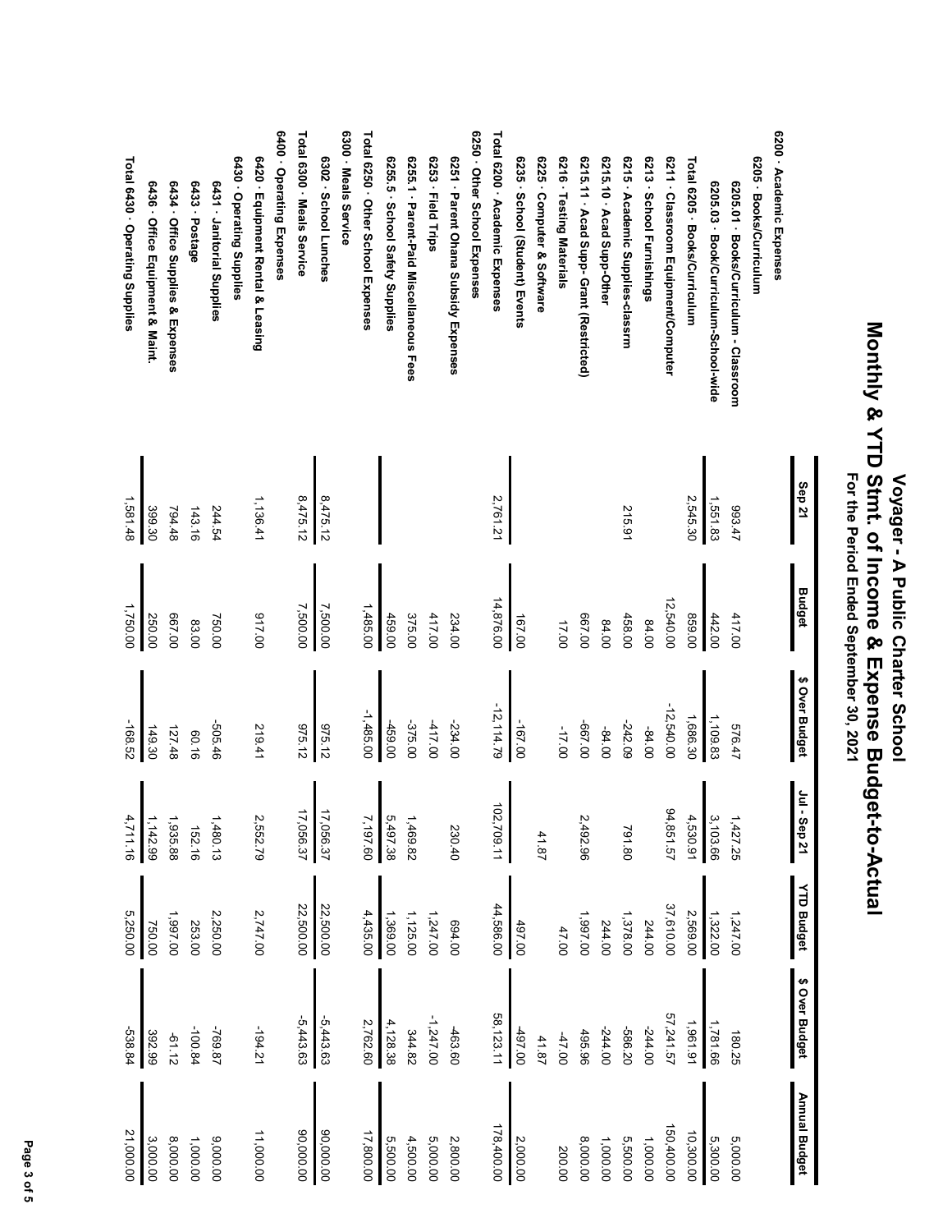# Voyager - A Public Charter School

## Monthly & YTD Stmt. of Income & Expense Budget-to-Actual

### For the Period Ended September 30, 2021

| | Sep 21 | Budget | $ Over Budget | Jul - Sep 21 | YTD Budget | $ Over Budget | Annual Budget |
|---|---|---|---|---|---|---|---|
| 6200 · Academic Expenses | | | | | | | |
| 6205 · Books/Curriculum | | | | | | | |
| 6205.01 · Books/Curriculum - Classroom | 993.47 | 417.00 | 576.47 | 1,427.25 | 1,247.00 | 180.25 | 5,000.00 |
| 6205.03 · Book/Curriculum-School-wide | 1,551.83 | 442.00 | 1,109.83 | 3,103.66 | 1,322.00 | 1,781.66 | 5,300.00 |
| Total 6205 · Books/Curriculum | 2,545.30 | 859.00 | 1,686.30 | 4,530.91 | 2,569.00 | 1,961.91 | 10,300.00 |
| 6211 · Classroom Equipment/Computer | | 12,540.00 | -12,540.00 | 94,851.57 | 37,610.00 | 57,241.57 | 150,400.00 |
| 6213 · School Furnishings | | 84.00 | -84.00 | | 244.00 | -244.00 | 1,000.00 |
| 6215 · Academic Supplies-classrm | 215.91 | 458.00 | -242.09 | 791.80 | 1,378.00 | -586.20 | 5,500.00 |
| 6215.10 · Acad Supp-Other | | 84.00 | -84.00 | | 244.00 | -244.00 | 1,000.00 |
| 6215.11 · Acad Supp- Grant (Restricted) | | 667.00 | -667.00 | 2,492.96 | 1,997.00 | 495.96 | 8,000.00 |
| 6216 · Testing Materials | | 17.00 | -17.00 | | 47.00 | -47.00 | 200.00 |
| 6225 · Computer & Software | | | | 41.87 | | 41.87 | |
| 6235 · School (Student) Events | | 167.00 | -167.00 | | 497.00 | -497.00 | 2,000.00 |
| Total 6200 · Academic Expenses | 2,761.21 | 14,876.00 | -12,114.79 | 102,709.11 | 44,586.00 | 58,123.11 | 178,400.00 |
| 6250 · Other School Expenses | | | | | | | |
| 6251 · Parent Ohana Subsidy Expenses | | 234.00 | -234.00 | 230.40 | 694.00 | -463.60 | 2,800.00 |
| 6253 · Field Trips | | 417.00 | -417.00 | | 1,247.00 | -1,247.00 | 5,000.00 |
| 6255.1 · Parent-Paid Miscellaneous Fees | | 375.00 | -375.00 | 1,469.82 | 1,125.00 | 344.82 | 4,500.00 |
| 6255.5 · School Safety Supplies | | 459.00 | -459.00 | 5,497.38 | 1,369.00 | 4,128.38 | 5,500.00 |
| Total 6250 · Other School Expenses | | 1,485.00 | -1,485.00 | 7,197.60 | 4,435.00 | 2,762.60 | 17,800.00 |
| 6300 · Meals Service | | | | | | | |
| 6302 · School Lunches | 8,475.12 | 7,500.00 | 975.12 | 17,056.37 | 22,500.00 | -5,443.63 | 90,000.00 |
| Total 6300 · Meals Service | 8,475.12 | 7,500.00 | 975.12 | 17,056.37 | 22,500.00 | -5,443.63 | 90,000.00 |
| 6400 · Operating Expenses | | | | | | | |
| 6420 · Equipment Rental & Leasing | 1,136.41 | 917.00 | 219.41 | 2,552.79 | 2,747.00 | -194.21 | 11,000.00 |
| 6430 · Operating Supplies | | | | | | | |
| 6431 · Janitorial Supplies | 244.54 | 750.00 | -505.46 | 1,480.13 | 2,250.00 | -769.87 | 9,000.00 |
| 6433 · Postage | 143.16 | 83.00 | 60.16 | 152.16 | 253.00 | -100.84 | 1,000.00 |
| 6434 · Office Supplies & Expenses | 794.48 | 667.00 | 127.48 | 1,935.88 | 1,997.00 | -61.12 | 8,000.00 |
| 6436 · Office Equipment & Maint. | 399.30 | 250.00 | 149.30 | 1,142.99 | 750.00 | 392.99 | 3,000.00 |
| Total 6430 · Operating Supplies | 1,581.48 | 1,750.00 | -168.52 | 4,711.16 | 5,250.00 | -538.84 | 21,000.00 |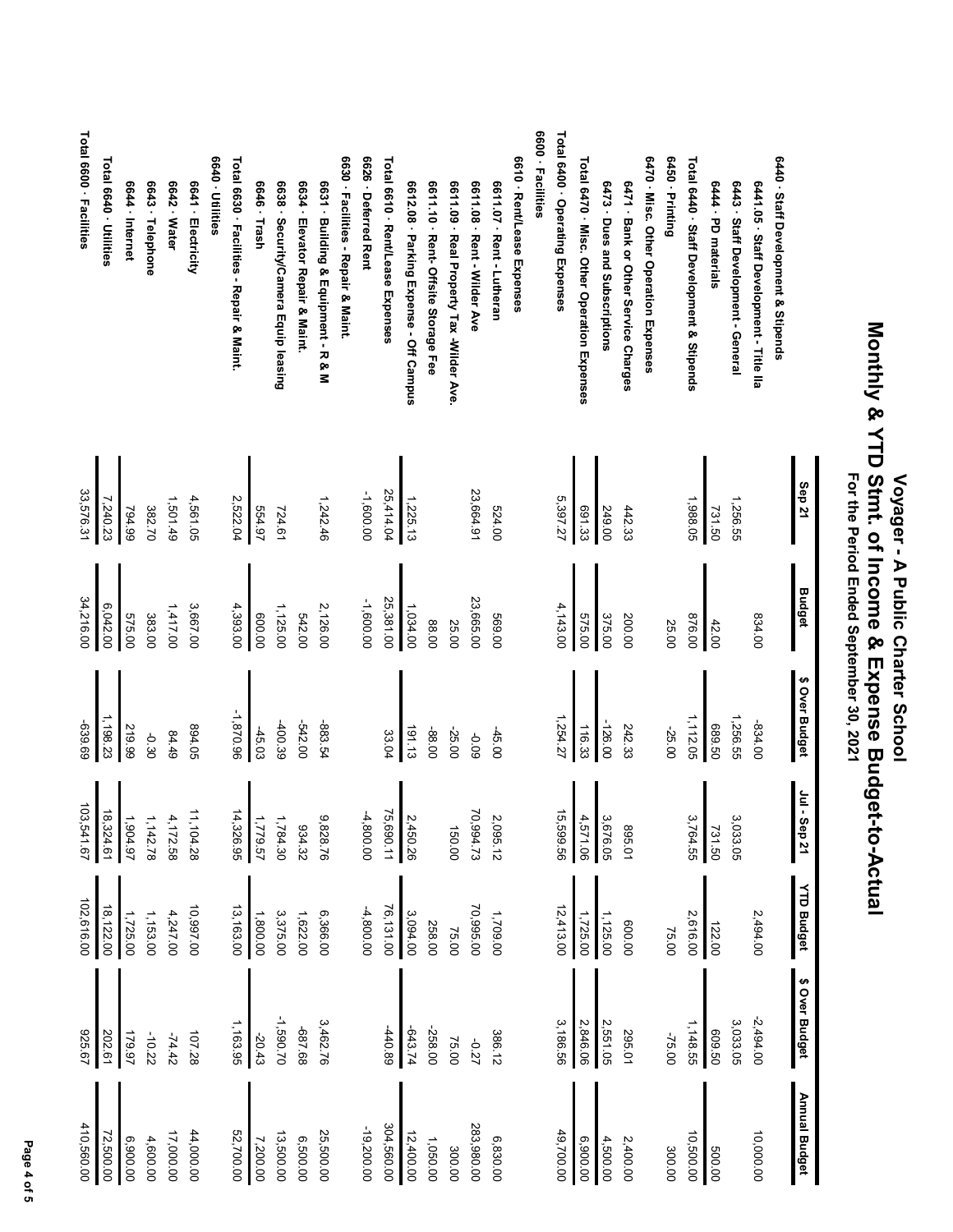# Voyager - A Public Charter School

## Monthly & YTD Stmt. of Income & Expense Budget-to-Actual

### For the Period Ended September 30, 2021

| | Sep 21 | Budget | $ Over Budget | Jul - Sep 21 | YTD Budget | $ Over Budget | Annual Budget |
|---|---|---|---|---|---|---|---|
| **6440 · Staff Development & Stipends** | | | | | | | |
| 6441.05 · Staff Development - Title IIa | | 834.00 | -834.00 | | 2,494.00 | -2,494.00 | 10,000.00 |
| 6443 · Staff Development - General | 1,256.55 | | 1,256.55 | 3,033.05 | | 3,033.05 | |
| 6444 · PD materials | 731.50 | 42.00 | 689.50 | 731.50 | 122.00 | 609.50 | 500.00 |
| **Total 6440 · Staff Development & Stipends** | 1,988.05 | 876.00 | 1,112.05 | 3,764.55 | 2,616.00 | 1,148.55 | 10,500.00 |
| **6450 · Printing** | | 25.00 | -25.00 | | 75.00 | -75.00 | 300.00 |
| **6470 · Misc. Other Operation Expenses** | | | | | | | |
| 6471 · Bank or Other Service Charges | 442.33 | 200.00 | 242.33 | 895.01 | 600.00 | 295.01 | 2,400.00 |
| 6473 · Dues and Subscriptions | 249.00 | 375.00 | -126.00 | 3,676.05 | 1,125.00 | 2,551.05 | 4,500.00 |
| **Total 6470 · Misc. Other Operation Expenses** | 691.33 | 575.00 | 116.33 | 4,571.06 | 1,725.00 | 2,846.06 | 6,900.00 |
| **Total 6400 · Operating Expenses** | 5,397.27 | 4,143.00 | 1,254.27 | 15,599.56 | 12,413.00 | 3,186.56 | 49,700.00 |
| **6600 · Facilities** | | | | | | | |
| **6610 · Rent/Lease Expenses** | | | | | | | |
| 6611.07 · Rent - Lutheran | 524.00 | 569.00 | -45.00 | 2,095.12 | 1,709.00 | 386.12 | 6,830.00 |
| 6611.08 · Rent - Wilder Ave | 23,664.91 | 23,665.00 | -0.09 | 70,994.73 | 70,995.00 | -0.27 | 283,980.00 |
| 6611.09 · Real Property Tax -Wilder Ave. | | 25.00 | -25.00 | 150.00 | 75.00 | 75.00 | 300.00 |
| 6611.10 · Rent- Offsite Storage Fee | | 88.00 | -88.00 | | 258.00 | -258.00 | 1,050.00 |
| 6612.08 · Parking Expense - Off Campus | 1,225.13 | 1,034.00 | 191.13 | 2,450.26 | 3,094.00 | -643.74 | 12,400.00 |
| **Total 6610 · Rent/Lease Expenses** | 25,414.04 | 25,381.00 | 33.04 | 75,690.11 | 76,131.00 | -440.89 | 304,560.00 |
| **6626 · Deferred Rent** | -1,600.00 | -1,600.00 | | -4,800.00 | -4,800.00 | | -19,200.00 |
| **6630 · Facilities - Repair & Maint.** | | | | | | | |
| 6631 · Building & Equipment - R & M | 1,242.46 | 2,126.00 | -883.54 | 9,828.76 | 6,366.00 | 3,462.76 | 25,500.00 |
| 6634 · Elevator Repair & Maint. | | 542.00 | -542.00 | 934.32 | 1,622.00 | -687.68 | 6,500.00 |
| 6638 · Security/Camera Equip leasing | 724.61 | 1,125.00 | -400.39 | 1,784.30 | 3,375.00 | -1,590.70 | 13,500.00 |
| 6646 · Trash | 554.97 | 600.00 | -45.03 | 1,779.57 | 1,800.00 | -20.43 | 7,200.00 |
| **Total 6630 · Facilities - Repair & Maint.** | 2,522.04 | 4,393.00 | -1,870.96 | 14,326.95 | 13,163.00 | 1,163.95 | 52,700.00 |
| **6640 · Utilities** | | | | | | | |
| 6641 · Electricity | 4,561.05 | 3,667.00 | 894.05 | 11,104.28 | 10,997.00 | 107.28 | 44,000.00 |
| 6642 · Water | 1,501.49 | 1,417.00 | 84.49 | 4,172.58 | 4,247.00 | -74.42 | 17,000.00 |
| 6643 · Telephone | 382.70 | 383.00 | -0.30 | 1,142.78 | 1,153.00 | -10.22 | 4,600.00 |
| 6644 · Internet | 794.99 | 575.00 | 219.99 | 1,904.97 | 1,725.00 | 179.97 | 6,900.00 |
| **Total 6640 · Utilities** | 7,240.23 | 6,042.00 | 1,198.23 | 18,324.61 | 18,122.00 | 202.61 | 72,500.00 |
| **Total 6600 · Facilities** | 33,576.31 | 34,216.00 | -639.69 | 103,541.67 | 102,616.00 | 925.67 | 410,560.00 |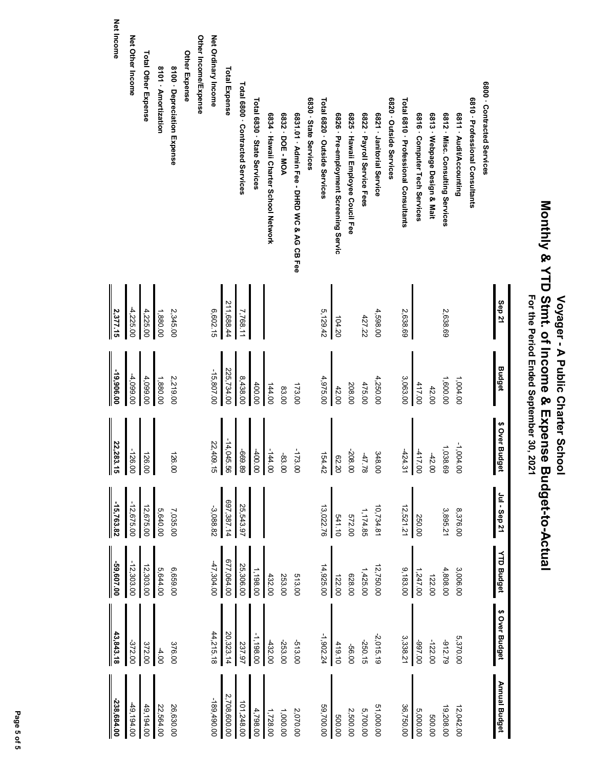# Voyager - A Public Charter School

## Monthly & YTD Stmt. of Income & Expense Budget-to-Actual

### For the Period Ended September 30, 2021

| | Sep 21 | Budget | $ Over Budget | Jul - Sep 21 | YTD Budget | $ Over Budget | Annual Budget |
|---|---|---|---|---|---|---|---|
| **6800 · Contracted Services** | | | | | | | |
| **6810 · Professional Consultants** | | | | | | | |
| 6811 · Audit/Accounting | | 1,004.00 | -1,004.00 | 8,376.00 | 3,006.00 | 5,370.00 | 12,042.00 |
| 6812 · Misc. Consulting Services | 2,638.69 | 1,600.00 | 1,038.69 | 3,895.21 | 4,808.00 | -912.79 | 19,208.00 |
| 6813 · Webpage Design & Mait | | 42.00 | -42.00 | | 122.00 | -122.00 | 500.00 |
| 6816 · Computer Tech Services | | 417.00 | -417.00 | 250.00 | 1,247.00 | -997.00 | 5,000.00 |
| **Total 6810 · Professional Consultants** | 2,638.69 | 3,063.00 | -424.31 | 12,521.21 | 9,183.00 | 3,338.21 | 36,750.00 |
| **6820 · Outside Services** | | | | | | | |
| 6821 · Janitorial Service | 4,598.00 | 4,250.00 | 348.00 | 10,734.81 | 12,750.00 | -2,015.19 | 51,000.00 |
| 6822 · Payroll Service Fees | 427.22 | 475.00 | -47.78 | 1,174.85 | 1,425.00 | -250.15 | 5,700.00 |
| 6825 · Hawaii Employee Coucil Fee | | 208.00 | -208.00 | 572.00 | 628.00 | -56.00 | 2,500.00 |
| 6826 · Pre-employment Screening Servic | 104.20 | 42.00 | 62.20 | 541.10 | 122.00 | 419.10 | 500.00 |
| **Total 6820 · Outside Services** | 5,129.42 | 4,975.00 | 154.42 | 13,022.76 | 14,925.00 | -1,902.24 | 59,700.00 |
| **6830 · State Services** | | | | | | | |
| 6831.01 · Admin Fee - DHRD WC & AG CB Fee | | 173.00 | -173.00 | | 513.00 | -513.00 | 2,070.00 |
| 6832 · DOE - MOA | | 83.00 | -83.00 | | 253.00 | -253.00 | 1,000.00 |
| 6834 · Hawaii Charter School Network | | 144.00 | -144.00 | | 432.00 | -432.00 | 1,728.00 |
| **Total 6830 · State Services** | | 400.00 | -400.00 | | 1,198.00 | -1,198.00 | 4,798.00 |
| **Total 6800 · Contracted Services** | 7,768.11 | 8,438.00 | -669.89 | 25,543.97 | 25,306.00 | 237.97 | 101,248.00 |
| **Total Expense** | 211,688.44 | 225,734.00 | -14,045.56 | 697,387.14 | 677,064.00 | 20,323.14 | 2,708,600.00 |
| **Net Ordinary Income** | 6,602.15 | -15,807.00 | 22,409.15 | -3,088.82 | -47,304.00 | 44,215.18 | -189,490.00 |
| **Other Income/Expense** | | | | | | | |
| **Other Expense** | | | | | | | |
| 8100 · Depreciation Expense | 2,345.00 | 2,219.00 | 126.00 | 7,035.00 | 6,659.00 | 376.00 | 26,630.00 |
| 8101 · Amortization | 1,880.00 | 1,880.00 | | 5,640.00 | 5,644.00 | -4.00 | 22,564.00 |
| **Total Other Expense** | 4,225.00 | 4,099.00 | 126.00 | 12,675.00 | 12,303.00 | 372.00 | 49,194.00 |
| **Net Other Income** | -4,225.00 | -4,099.00 | -126.00 | -12,675.00 | -12,303.00 | -372.00 | -49,194.00 |
| **Net Income** | **2,377.15** | **-19,906.00** | **22,283.15** | **-15,763.82** | **-59,607.00** | **43,843.18** | **-238,684.00** |